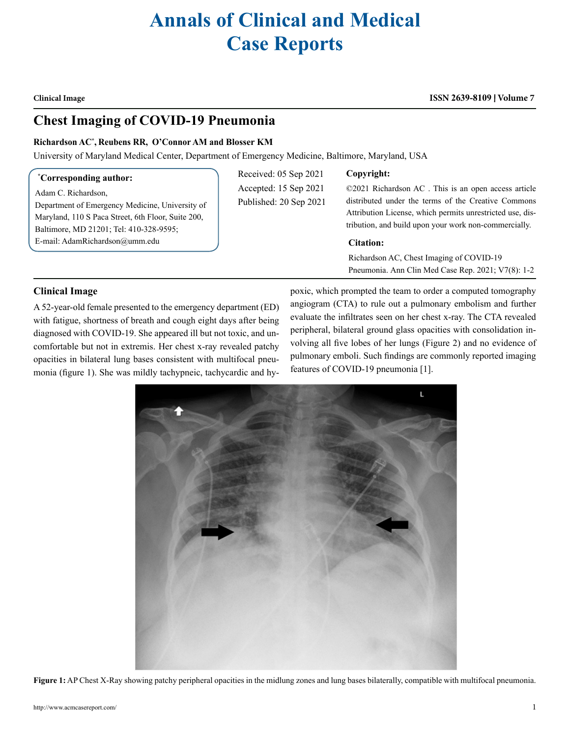# Annals of Clinical and Medical Case Reports

**Clinical Image**

**ISSN 2639-8109 | Volume 7**

## Chest Imaging of COVID-19 Pneumonia

**Richardson AC*, Reubens RR, O'Connor AM and Blosser KM**

University of Maryland Medical Center, Department of Emergency Medicine, Baltimore, Maryland, USA

**\*Corresponding author:**

Adam C. Richardson,
Department of Emergency Medicine, University of Maryland, 110 S Paca Street, 6th Floor, Suite 200, Baltimore, MD 21201; Tel: 410-328-9595;
E-mail: AdamRichardson@umm.edu

Received: 05 Sep 2021
Accepted: 15 Sep 2021
Published: 20 Sep 2021

**Copyright:**

©2021 Richardson AC . This is an open access article distributed under the terms of the Creative Commons Attribution License, which permits unrestricted use, distribution, and build upon your work non-commercially.

**Citation:**

Richardson AC, Chest Imaging of COVID-19 Pneumonia. Ann Clin Med Case Rep. 2021; V7(8): 1-2

### Clinical Image

A 52-year-old female presented to the emergency department (ED) with fatigue, shortness of breath and cough eight days after being diagnosed with COVID-19. She appeared ill but not toxic, and uncomfortable but not in extremis. Her chest x-ray revealed patchy opacities in bilateral lung bases consistent with multifocal pneumonia (figure 1). She was mildly tachypneic, tachycardic and hypoxic, which prompted the team to order a computed tomography angiogram (CTA) to rule out a pulmonary embolism and further evaluate the infiltrates seen on her chest x-ray. The CTA revealed peripheral, bilateral ground glass opacities with consolidation involving all five lobes of her lungs (Figure 2) and no evidence of pulmonary emboli. Such findings are commonly reported imaging features of COVID-19 pneumonia [1].

**Figure 1:** AP Chest X-Ray showing patchy peripheral opacities in the midlung zones and lung bases bilaterally, compatible with multifocal pneumonia.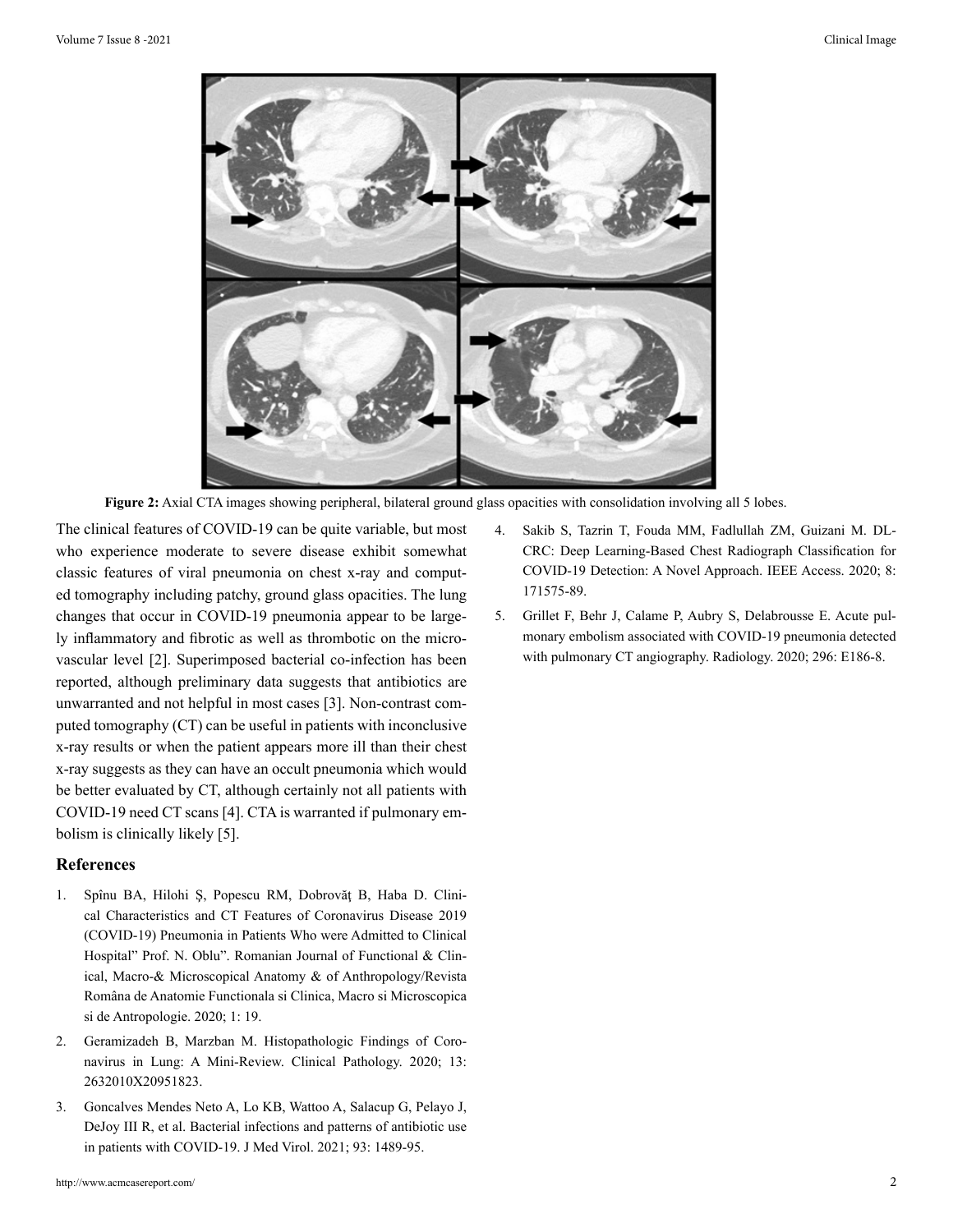**Figure 2:** Axial CTA images showing peripheral, bilateral ground glass opacities with consolidation involving all 5 lobes.

The clinical features of COVID-19 can be quite variable, but most who experience moderate to severe disease exhibit somewhat classic features of viral pneumonia on chest x-ray and computed tomography including patchy, ground glass opacities. The lung changes that occur in COVID-19 pneumonia appear to be largely inflammatory and fibrotic as well as thrombotic on the microvascular level [2]. Superimposed bacterial co-infection has been reported, although preliminary data suggests that antibiotics are unwarranted and not helpful in most cases [3]. Non-contrast computed tomography (CT) can be useful in patients with inconclusive x-ray results or when the patient appears more ill than their chest x-ray suggests as they can have an occult pneumonia which would be better evaluated by CT, although certainly not all patients with COVID-19 need CT scans [4]. CTA is warranted if pulmonary embolism is clinically likely [5].

## References

1. Spînu BA, Hilohi Ș, Popescu RM, Dobrovăţ B, Haba D. Clinical Characteristics and CT Features of Coronavirus Disease 2019 (COVID-19) Pneumonia in Patients Who were Admitted to Clinical Hospital" Prof. N. Oblu". Romanian Journal of Functional & Clinical, Macro-& Microscopical Anatomy & of Anthropology/Revista Româna de Anatomie Functionala si Clinica, Macro si Microscopica si de Antropologie. 2020; 1: 19.
2. Geramizadeh B, Marzban M. Histopathologic Findings of Coronavirus in Lung: A Mini-Review. Clinical Pathology. 2020; 13: 2632010X20951823.
3. Goncalves Mendes Neto A, Lo KB, Wattoo A, Salacup G, Pelayo J, DeJoy III R, et al. Bacterial infections and patterns of antibiotic use in patients with COVID-19. J Med Virol. 2021; 93: 1489-95.
4. Sakib S, Tazrin T, Fouda MM, Fadlullah ZM, Guizani M. DL-CRC: Deep Learning-Based Chest Radiograph Classification for COVID-19 Detection: A Novel Approach. IEEE Access. 2020; 8: 171575-89.
5. Grillet F, Behr J, Calame P, Aubry S, Delabrousse E. Acute pulmonary embolism associated with COVID-19 pneumonia detected with pulmonary CT angiography. Radiology. 2020; 296: E186-8.